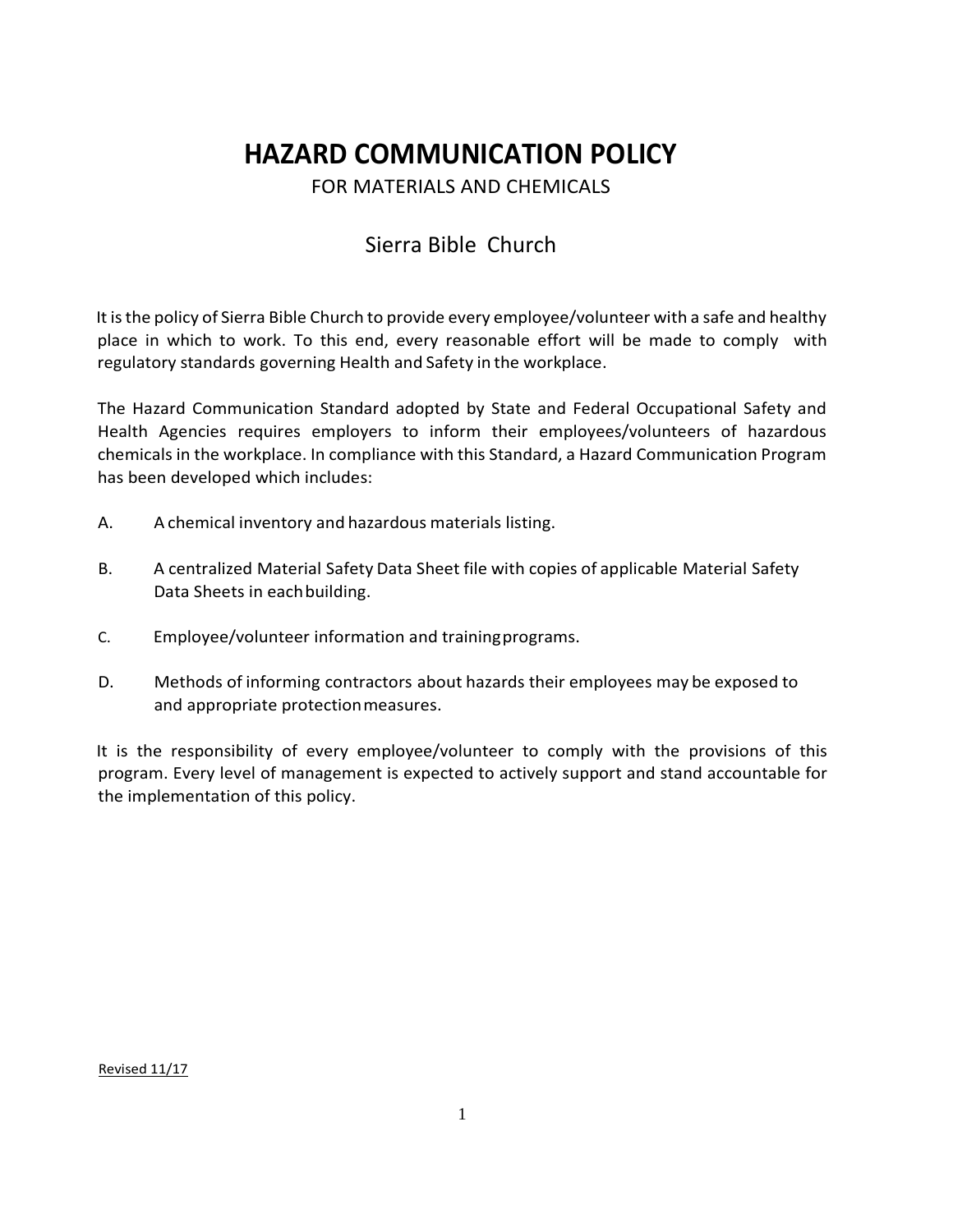# HAZARD COMMUNICATION POLICY

FOR MATERIALS AND CHEMICALS

## Sierra Bible Church

It is the policy of Sierra Bible Church to provide every employee/volunteer with a safe and healthy place in which to work. To this end, every reasonable effort will be made to comply with regulatory standards governing Health and Safety in the workplace.

The Hazard Communication Standard adopted by State and Federal Occupational Safety and Health Agencies requires employers to inform their employees/volunteers of hazardous chemicals in the workplace. In compliance with this Standard, a Hazard Communication Program has been developed which includes:

A. A chemical inventory and hazardous materials listing.

B. A centralized Material Safety Data Sheet file with copies of applicable Material Safety Data Sheets in each building.

C. Employee/volunteer information and training programs.

D. Methods of informing contractors about hazards their employees may be exposed to and appropriate protection measures.

It is the responsibility of every employee/volunteer to comply with the provisions of this program. Every level of management is expected to actively support and stand accountable for the implementation of this policy.

Revised 11/17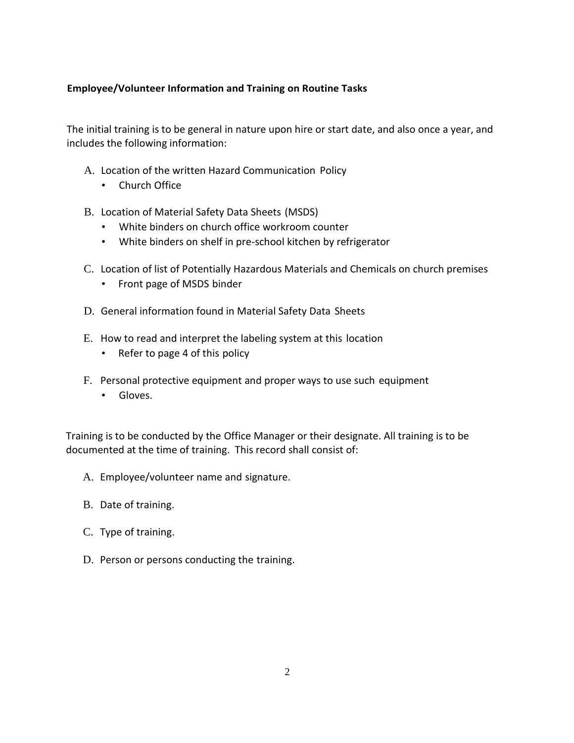**Employee/Volunteer Information and Training on Routine Tasks**

The initial training is to be general in nature upon hire or start date, and also once a year, and includes the following information:

A. Location of the written Hazard Communication Policy
   - Church Office

B. Location of Material Safety Data Sheets (MSDS)
   - White binders on church office workroom counter
   - White binders on shelf in pre-school kitchen by refrigerator

C. Location of list of Potentially Hazardous Materials and Chemicals on church premises
   - Front page of MSDS binder

D. General information found in Material Safety Data Sheets

E. How to read and interpret the labeling system at this location
   - Refer to page 4 of this policy

F. Personal protective equipment and proper ways to use such equipment
   - Gloves.

Training is to be conducted by the Office Manager or their designate. All training is to be documented at the time of training. This record shall consist of:

A. Employee/volunteer name and signature.

B. Date of training.

C. Type of training.

D. Person or persons conducting the training.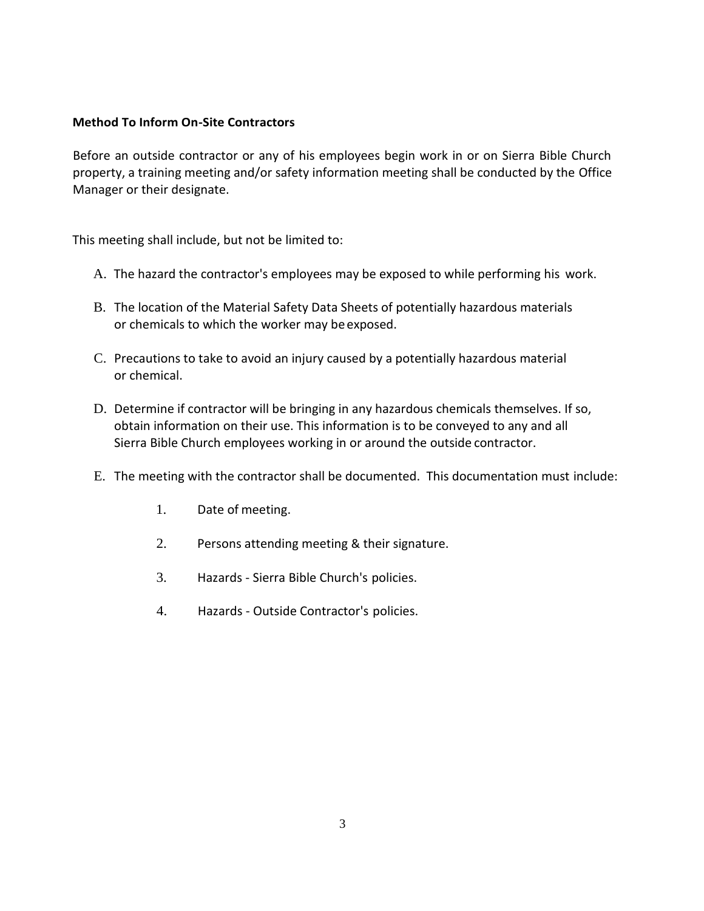**Method To Inform On-Site Contractors**

Before an outside contractor or any of his employees begin work in or on Sierra Bible Church property, a training meeting and/or safety information meeting shall be conducted by the Office Manager or their designate.

This meeting shall include, but not be limited to:

A. The hazard the contractor's employees may be exposed to while performing his work.

B. The location of the Material Safety Data Sheets of potentially hazardous materials or chemicals to which the worker may be exposed.

C. Precautions to take to avoid an injury caused by a potentially hazardous material or chemical.

D. Determine if contractor will be bringing in any hazardous chemicals themselves. If so, obtain information on their use. This information is to be conveyed to any and all Sierra Bible Church employees working in or around the outside contractor.

E. The meeting with the contractor shall be documented. This documentation must include:

1. Date of meeting.
2. Persons attending meeting & their signature.
3. Hazards - Sierra Bible Church's policies.
4. Hazards - Outside Contractor's policies.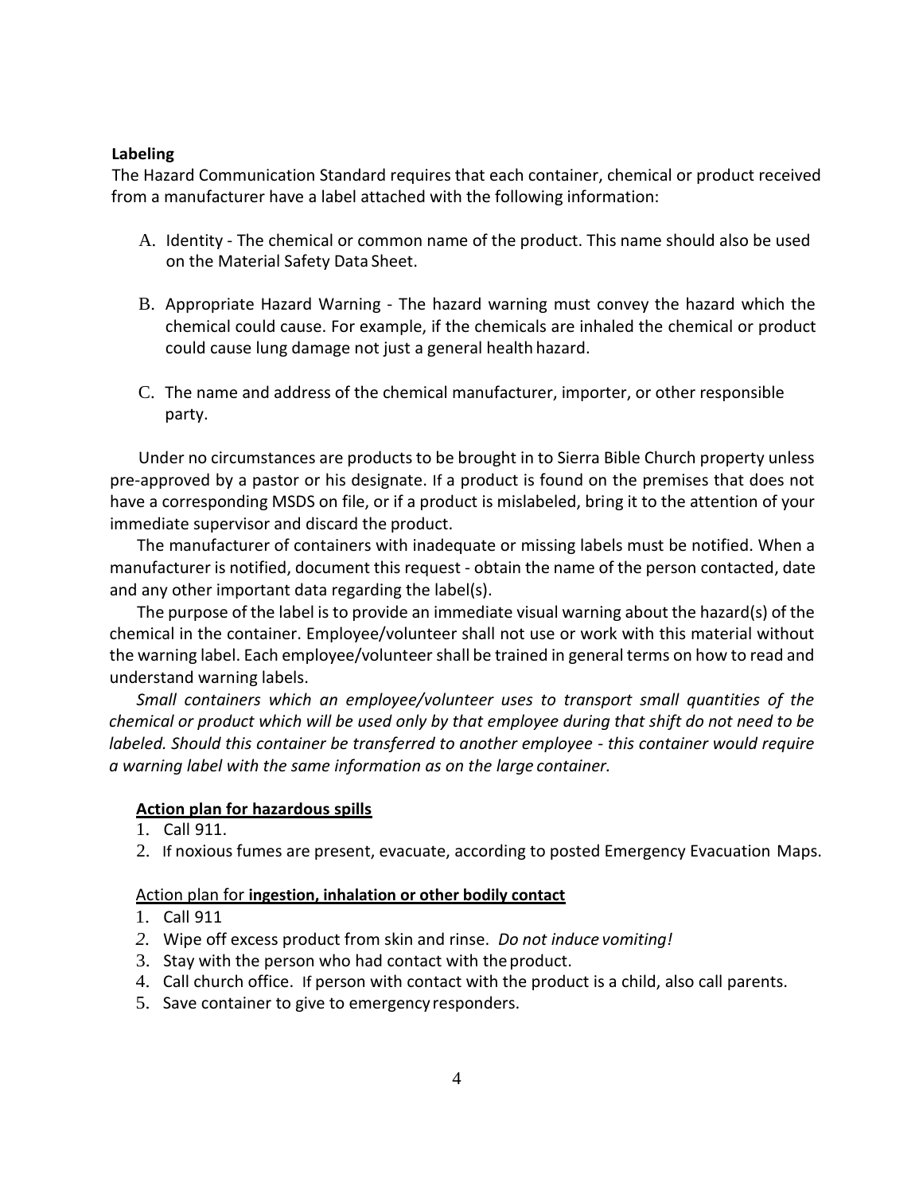**Labeling**

The Hazard Communication Standard requires that each container, chemical or product received from a manufacturer have a label attached with the following information:

A. Identity - The chemical or common name of the product. This name should also be used on the Material Safety Data Sheet.

B. Appropriate Hazard Warning - The hazard warning must convey the hazard which the chemical could cause. For example, if the chemicals are inhaled the chemical or product could cause lung damage not just a general health hazard.

C. The name and address of the chemical manufacturer, importer, or other responsible party.

Under no circumstances are products to be brought in to Sierra Bible Church property unless pre-approved by a pastor or his designate. If a product is found on the premises that does not have a corresponding MSDS on file, or if a product is mislabeled, bring it to the attention of your immediate supervisor and discard the product.

The manufacturer of containers with inadequate or missing labels must be notified. When a manufacturer is notified, document this request - obtain the name of the person contacted, date and any other important data regarding the label(s).

The purpose of the label is to provide an immediate visual warning about the hazard(s) of the chemical in the container. Employee/volunteer shall not use or work with this material without the warning label. Each employee/volunteer shall be trained in general terms on how to read and understand warning labels.

*Small containers which an employee/volunteer uses to transport small quantities of the chemical or product which will be used only by that employee during that shift do not need to be labeled. Should this container be transferred to another employee - this container would require a warning label with the same information as on the large container.*

<u>**Action plan for hazardous spills**</u>

1. Call 911.
2. If noxious fumes are present, evacuate, according to posted Emergency Evacuation Maps.

<u>Action plan for **ingestion, inhalation or other bodily contact**</u>

1. Call 911
2. Wipe off excess product from skin and rinse. *Do not induce vomiting!*
3. Stay with the person who had contact with the product.
4. Call church office. If person with contact with the product is a child, also call parents.
5. Save container to give to emergency responders.